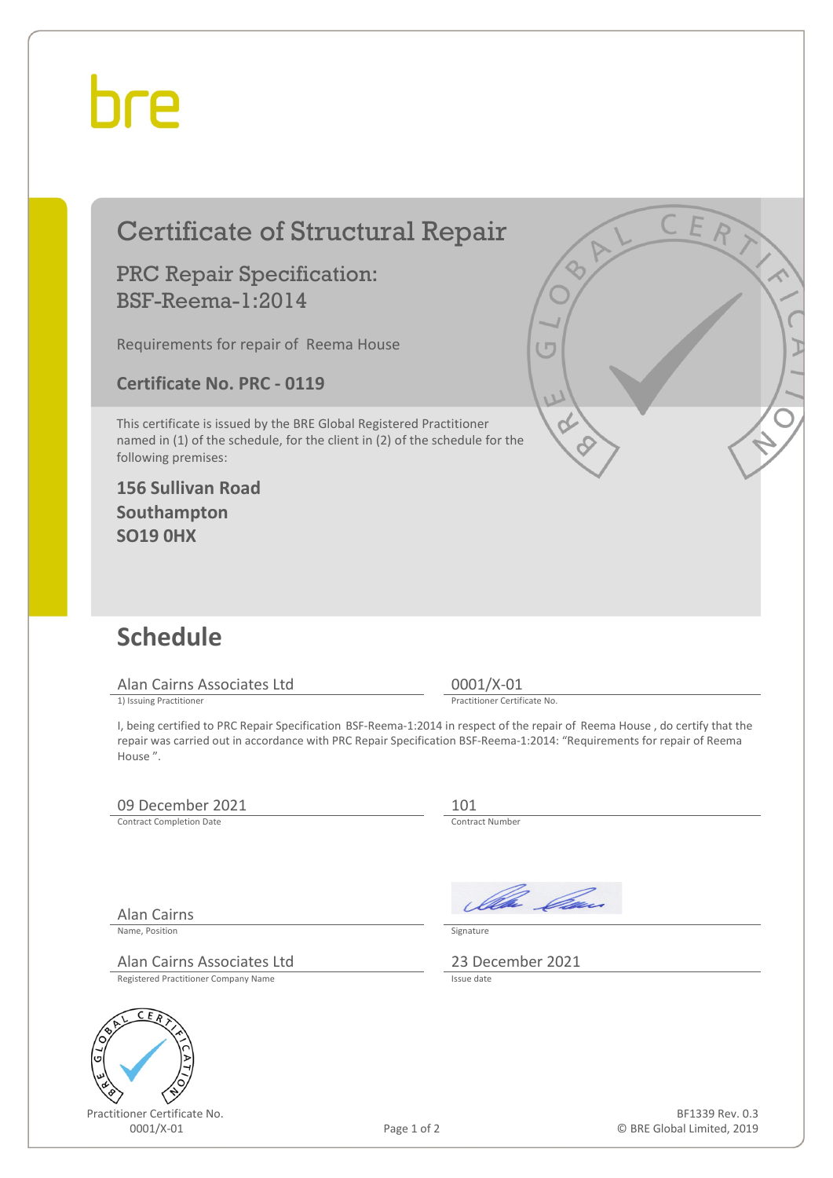bre

# Certificate of Structural Repair

## PRC Repair Specification: BSF-Reema-1:2014

Requirements for repair of Reema House

**Certificate No. PRC - 0119**

This certificate is issued by the BRE Global Registered Practitioner named in (1) of the schedule, for the client in (2) of the schedule for the following premises:

**156 Sullivan Road**
**Southampton**
**SO19 0HX**

## Schedule

| Alan Cairns Associates Ltd | 0001/X-01 |
|---|---|
| 1) Issuing Practitioner | Practitioner Certificate No. |

I, being certified to PRC Repair Specification BSF-Reema-1:2014 in respect of the repair of Reema House , do certify that the repair was carried out in accordance with PRC Repair Specification BSF-Reema-1:2014: "Requirements for repair of Reema House ".

| 09 December 2021 | 101 |
|---|---|
| Contract Completion Date | Contract Number |
| Alan Cairns | *(signature)* |
| Name, Position | Signature |
| Alan Cairns Associates Ltd | 23 December 2021 |
| Registered Practitioner Company Name | Issue date |

Practitioner Certificate No.
0001/X-01

BF1339 Rev. 0.3
© BRE Global Limited, 2019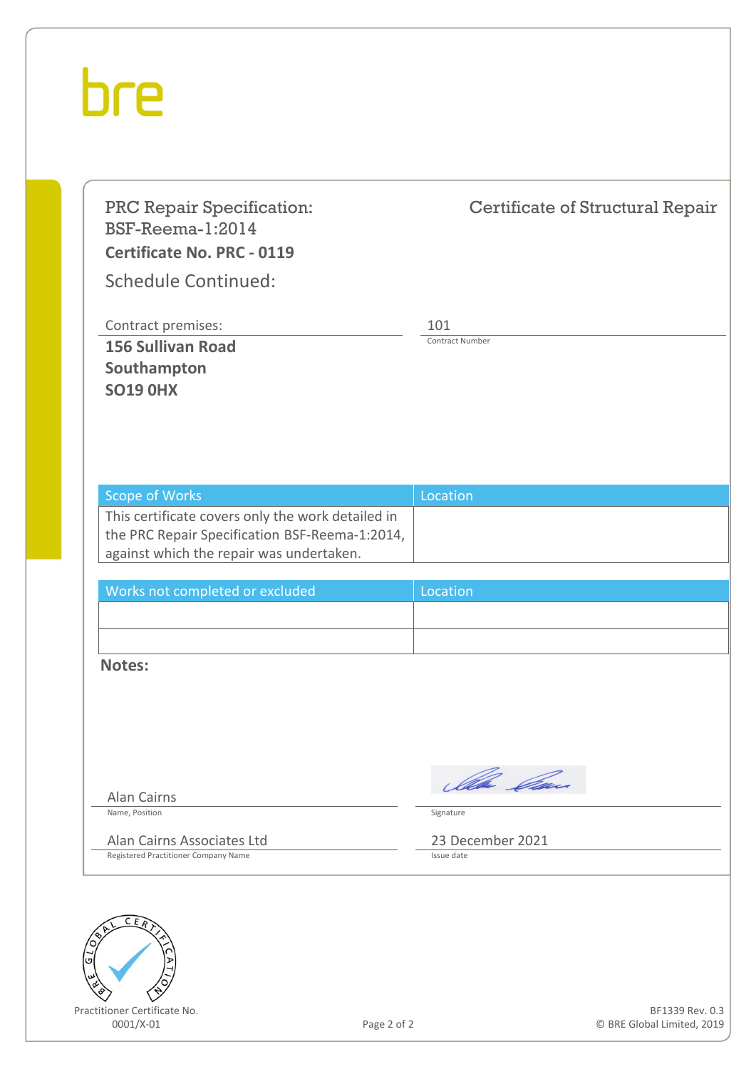bre

PRC Repair Specification:
BSF-Reema-1:2014

**Certificate No. PRC - 0119**

Certificate of Structural Repair

## Schedule Continued:

Contract premises:

**156 Sullivan Road**
**Southampton**
**SO19 0HX**

101
Contract Number

| Scope of Works | Location |
| --- | --- |
| This certificate covers only the work detailed in the PRC Repair Specification BSF-Reema-1:2014, against which the repair was undertaken. | |

| Works not completed or excluded | Location |
| --- | --- |
| | |
| | |

**Notes:**

Alan Cairns
Name, Position

Signature

Alan Cairns Associates Ltd
Registered Practitioner Company Name

23 December 2021
Issue date

BRE GLOBAL CERTIFICATION

Practitioner Certificate No.
0001/X-01

BF1339 Rev. 0.3
© BRE Global Limited, 2019